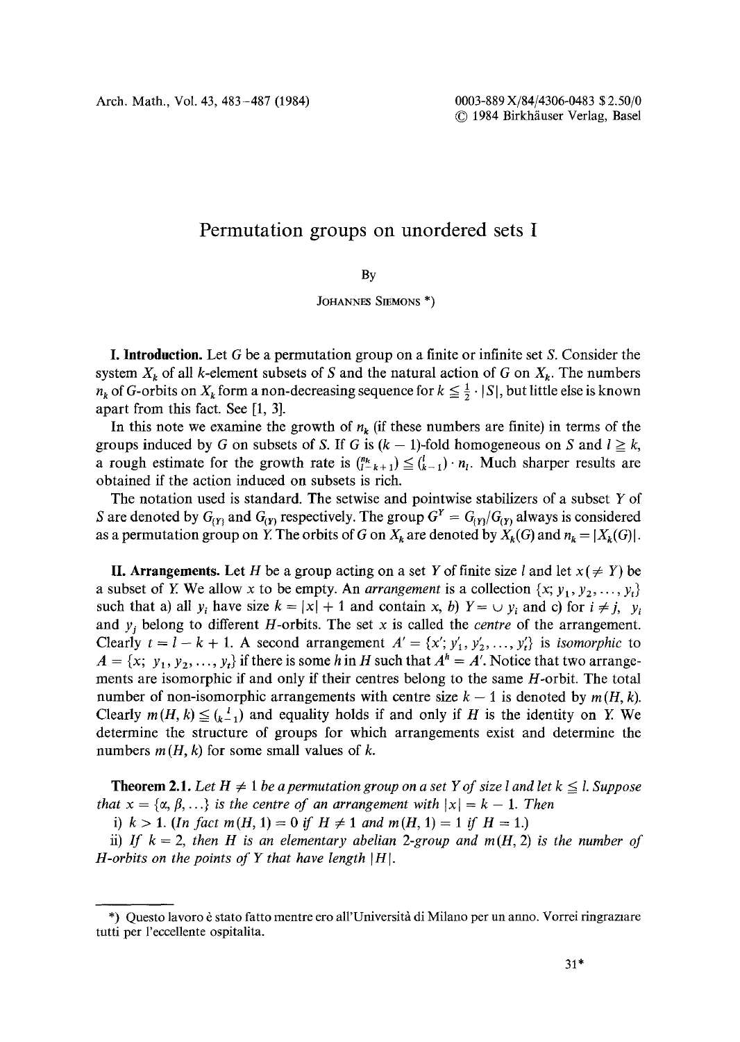# Permutation groups on unordered sets I

By

Johannes Siemons *)

**I. Introduction.** Let $G$ be a permutation group on a finite or infinite set $S$. Consider the system $X_k$ of all $k$-element subsets of $S$ and the natural action of $G$ on $X_k$. The numbers $n_k$ of $G$-orbits on $X_k$ form a non-decreasing sequence for $k \leqq \frac{1}{2} \cdot |S|$, but little else is known apart from this fact. See [1, 3].

In this note we examine the growth of $n_k$ (if these numbers are finite) in terms of the groups induced by $G$ on subsets of $S$. If $G$ is $(k-1)$-fold homogeneous on $S$ and $l \geqq k$, a rough estimate for the growth rate is $\binom{n_k}{l-k+1} \leqq \binom{l}{k-1} \cdot n_l$. Much sharper results are obtained if the action induced on subsets is rich.

The notation used is standard. The setwise and pointwise stabilizers of a subset $Y$ of $S$ are denoted by $G_{\{Y\}}$ and $G_{(Y)}$ respectively. The group $G^Y = G_{\{Y\}}/G_{(Y)}$ always is considered as a permutation group on $Y$. The orbits of $G$ on $X_k$ are denoted by $X_k(G)$ and $n_k = |X_k(G)|$.

**II. Arrangements.** Let $H$ be a group acting on a set $Y$ of finite size $l$ and let $x (\neq Y)$ be a subset of $Y$. We allow $x$ to be empty. An *arrangement* is a collection $\{x; y_1, y_2, \ldots, y_t\}$ such that a) all $y_i$ have size $k = |x| + 1$ and contain $x$, b) $Y = \cup\, y_i$ and c) for $i \neq j$, $y_i$ and $y_j$ belong to different $H$-orbits. The set $x$ is called the *centre* of the arrangement. Clearly $t = l - k + 1$. A second arrangement $A' = \{x'; y'_1, y'_2, \ldots, y'_t\}$ is *isomorphic* to $A = \{x; y_1, y_2, \ldots, y_t\}$ if there is some $h$ in $H$ such that $A^h = A'$. Notice that two arrangements are isomorphic if and only if their centres belong to the same $H$-orbit. The total number of non-isomorphic arrangements with centre size $k-1$ is denoted by $m(H, k)$. Clearly $m(H, k) \leqq \binom{l}{k-1}$ and equality holds if and only if $H$ is the identity on $Y$. We determine the structure of groups for which arrangements exist and determine the numbers $m(H, k)$ for some small values of $k$.

**Theorem 2.1.** *Let $H \neq 1$ be a permutation group on a set $Y$ of size $l$ and let $k \leqq l$. Suppose that $x = \{\alpha, \beta, \ldots\}$ is the centre of an arrangement with $|x| = k - 1$. Then*

i) $k > 1$. *(In fact $m(H, 1) = 0$ if $H \neq 1$ and $m(H, 1) = 1$ if $H = 1$.)*

ii) *If $k = 2$, then $H$ is an elementary abelian 2-group and $m(H, 2)$ is the number of $H$-orbits on the points of $Y$ that have length $|H|$.*

---

*) Questo lavoro è stato fatto mentre ero all'Università di Milano per un anno. Vorrei ringraziare tutti per l'eccellente ospitalita.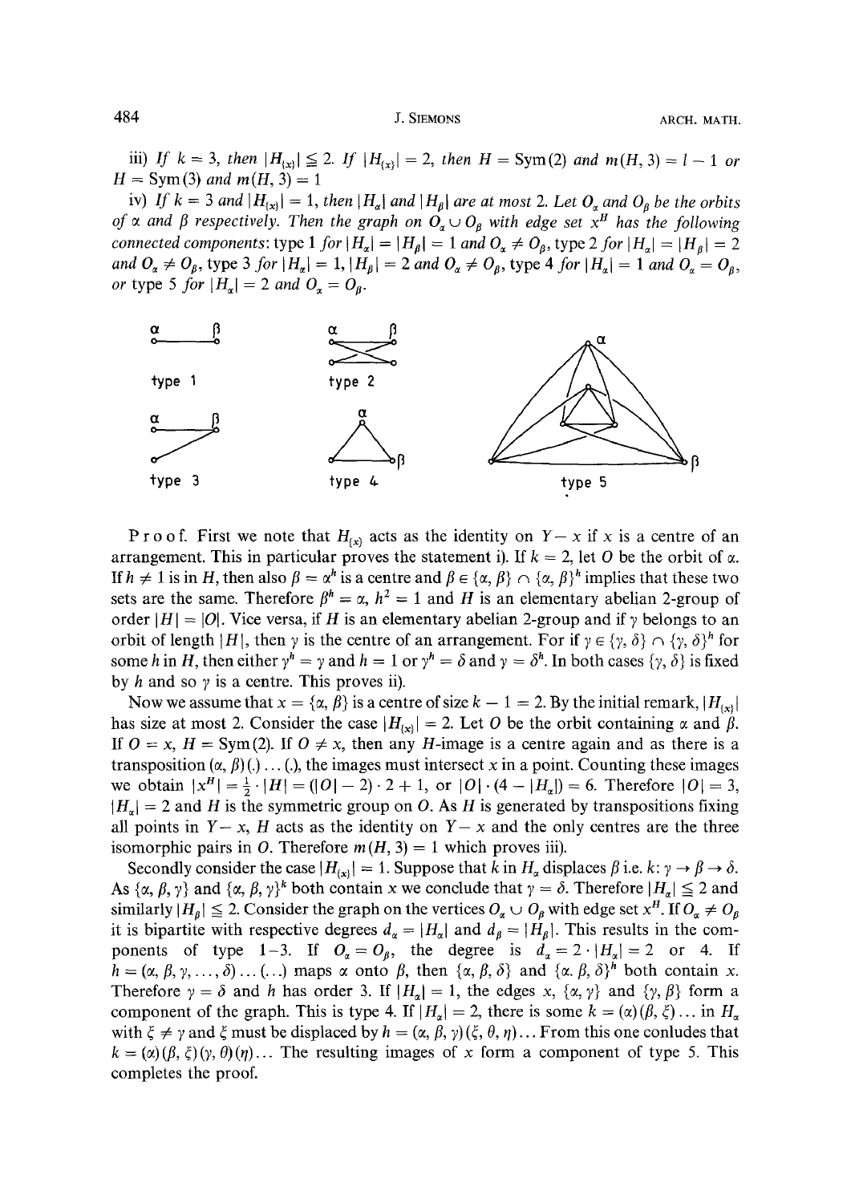iii) *If* $k = 3$, *then* $|H_{\{x\}}| \leqq 2$. *If* $|H_{\{x\}}| = 2$, *then* $H = \mathrm{Sym}(2)$ *and* $m(H, 3) = l - 1$ *or* $H = \mathrm{Sym}(3)$ *and* $m(H, 3) = 1$

iv) *If* $k = 3$ *and* $|H_{\{x\}}| = 1$, *then* $|H_\alpha|$ *and* $|H_\beta|$ *are at most* 2. *Let* $O_\alpha$ *and* $O_\beta$ *be the orbits of* $\alpha$ *and* $\beta$ *respectively. Then the graph on* $O_\alpha \cup O_\beta$ *with edge set* $x^H$ *has the following connected components*: type 1 *for* $|H_\alpha| = |H_\beta| = 1$ *and* $O_\alpha \neq O_\beta$, type 2 *for* $|H_\alpha| = |H_\beta| = 2$ *and* $O_\alpha \neq O_\beta$, type 3 *for* $|H_\alpha| = 1$, $|H_\beta| = 2$ *and* $O_\alpha \neq O_\beta$, type 4 *for* $|H_\alpha| = 1$ *and* $O_\alpha = O_\beta$, *or* type 5 *for* $|H_\alpha| = 2$ *and* $O_\alpha = O_\beta$.

type 1 type 2 type 3 type 4 type 5

Proof. First we note that $H_{\{x\}}$ acts as the identity on $Y - x$ if $x$ is a centre of an arrangement. This in particular proves the statement i). If $k = 2$, let $O$ be the orbit of $\alpha$. If $h \neq 1$ is in $H$, then also $\beta = \alpha^h$ is a centre and $\beta \in \{\alpha, \beta\} \cap \{\alpha, \beta\}^h$ implies that these two sets are the same. Therefore $\beta^h = \alpha$, $h^2 = 1$ and $H$ is an elementary abelian 2-group of order $|H| = |O|$. Vice versa, if $H$ is an elementary abelian 2-group and if $\gamma$ belongs to an orbit of length $|H|$, then $\gamma$ is the centre of an arrangement. For if $\gamma \in \{\gamma, \delta\} \cap \{\gamma, \delta\}^h$ for some $h$ in $H$, then either $\gamma^h = \gamma$ and $h = 1$ or $\gamma^h = \delta$ and $\gamma = \delta^h$. In both cases $\{\gamma, \delta\}$ is fixed by $h$ and so $\gamma$ is a centre. This proves ii).

Now we assume that $x = \{\alpha, \beta\}$ is a centre of size $k - 1 = 2$. By the initial remark, $|H_{\{x\}}|$ has size at most 2. Consider the case $|H_{\{x\}}| = 2$. Let $O$ be the orbit containing $\alpha$ and $\beta$. If $O = x$, $H = \mathrm{Sym}(2)$. If $O \neq x$, then any $H$-image is a centre again and as there is a transposition $(\alpha, \beta)(.) \ldots (.)$, the images must intersect $x$ in a point. Counting these images we obtain $|x^H| = \frac{1}{2} \cdot |H| = (|O| - 2) \cdot 2 + 1$, or $|O| \cdot (4 - |H_\alpha|) = 6$. Therefore $|O| = 3$, $|H_\alpha| = 2$ and $H$ is the symmetric group on $O$. As $H$ is generated by transpositions fixing all points in $Y - x$, $H$ acts as the identity on $Y - x$ and the only centres are the three isomorphic pairs in $O$. Therefore $m(H, 3) = 1$ which proves iii).

Secondly consider the case $|H_{\{x\}}| = 1$. Suppose that $k$ in $H_\alpha$ displaces $\beta$ i.e. $k\colon \gamma \to \beta \to \delta$. As $\{\alpha, \beta, \gamma\}$ and $\{\alpha, \beta, \gamma\}^k$ both contain $x$ we conclude that $\gamma = \delta$. Therefore $|H_\alpha| \leqq 2$ and similarly $|H_\beta| \leqq 2$. Consider the graph on the vertices $O_\alpha \cup O_\beta$ with edge set $x^H$. If $O_\alpha \neq O_\beta$ it is bipartite with respective degrees $d_\alpha = |H_\alpha|$ and $d_\beta = |H_\beta|$. This results in the components of type 1–3. If $O_\alpha = O_\beta$, the degree is $d_\alpha = 2 \cdot |H_\alpha| = 2$ or 4. If $h = (\alpha, \beta, \gamma, \ldots, \delta) \ldots (\ldots)$ maps $\alpha$ onto $\beta$, then $\{\alpha, \beta, \delta\}$ and $\{\alpha, \beta, \delta\}^h$ both contain $x$. Therefore $\gamma = \delta$ and $h$ has order 3. If $|H_\alpha| = 1$, the edges $x$, $\{\alpha, \gamma\}$ and $\{\gamma, \beta\}$ form a component of the graph. This is type 4. If $|H_\alpha| = 2$, there is some $k = (\alpha)(\beta, \xi) \ldots$ in $H_\alpha$ with $\xi \neq \gamma$ and $\xi$ must be displaced by $h = (\alpha, \beta, \gamma)(\xi, \theta, \eta) \ldots$ From this one conludes that $k = (\alpha)(\beta, \xi)(\gamma, \theta)(\eta) \ldots$ The resulting images of $x$ form a component of type 5. This completes the proof.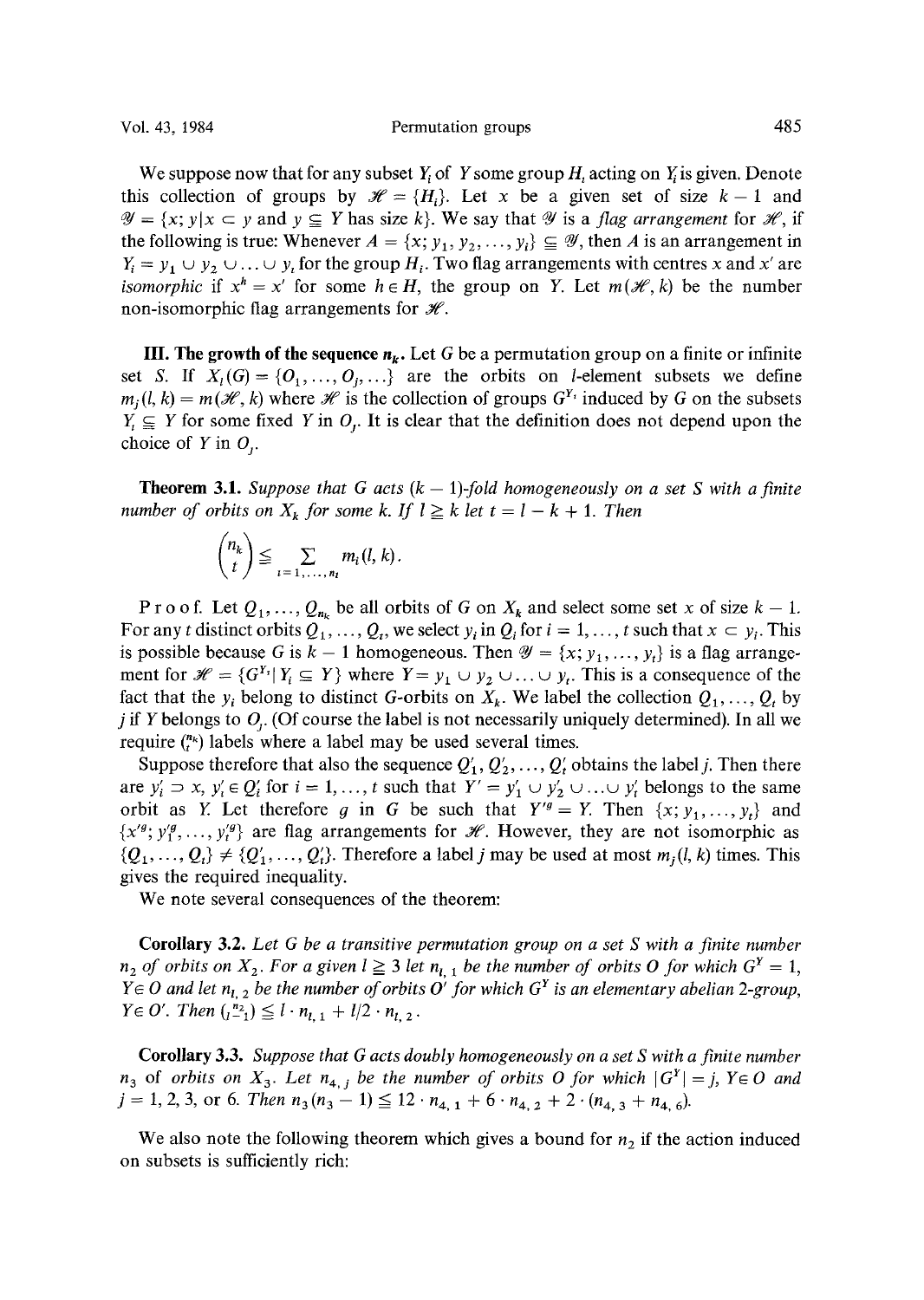We suppose now that for any subset $Y_i$ of $Y$ some group $H_i$ acting on $Y_i$ is given. Denote this collection of groups by $\mathscr{H} = \{H_i\}$. Let $x$ be a given set of size $k-1$ and $\mathscr{Y} = \{x; y | x \subset y \text{ and } y \subseteqq Y \text{ has size } k\}$. We say that $\mathscr{Y}$ is a *flag arrangement* for $\mathscr{H}$, if the following is true: Whenever $A = \{x; y_1, y_2, \ldots, y_t\} \subseteqq \mathscr{Y}$, then $A$ is an arrangement in $Y_i = y_1 \cup y_2 \cup \ldots \cup y_t$ for the group $H_i$. Two flag arrangements with centres $x$ and $x'$ are *isomorphic* if $x^h = x'$ for some $h \in H$, the group on $Y$. Let $m(\mathscr{H}, k)$ be the number non-isomorphic flag arrangements for $\mathscr{H}$.

## III. The growth of the sequence $n_k$.

Let $G$ be a permutation group on a finite or infinite set $S$. If $X_l(G) = \{O_1, \ldots, O_j, \ldots\}$ are the orbits on $l$-element subsets we define $m_j(l, k) = m(\mathscr{H}, k)$ where $\mathscr{H}$ is the collection of groups $G^{Y_i}$ induced by $G$ on the subsets $Y_i \subseteqq Y$ for some fixed $Y$ in $O_j$. It is clear that the definition does not depend upon the choice of $Y$ in $O_j$.

**Theorem 3.1.** *Suppose that $G$ acts $(k-1)$-fold homogeneously on a set $S$ with a finite number of orbits on $X_k$ for some $k$. If $l \geqq k$ let $t = l - k + 1$. Then*

$$\binom{n_k}{t} \leqq \sum_{i=1,\ldots,n_l} m_i(l, k).$$

Proof. Let $Q_1, \ldots, Q_{n_k}$ be all orbits of $G$ on $X_k$ and select some set $x$ of size $k-1$. For any $t$ distinct orbits $Q_1, \ldots, Q_t$, we select $y_i$ in $Q_i$ for $i = 1, \ldots, t$ such that $x \subset y_i$. This is possible because $G$ is $k-1$ homogeneous. Then $\mathscr{Y} = \{x; y_1, \ldots, y_t\}$ is a flag arrangement for $\mathscr{H} = \{G^{Y_i} | Y_i \subseteqq Y\}$ where $Y = y_1 \cup y_2 \cup \ldots \cup y_t$. This is a consequence of the fact that the $y_i$ belong to distinct $G$-orbits on $X_k$. We label the collection $Q_1, \ldots, Q_t$ by $j$ if $Y$ belongs to $O_j$. (Of course the label is not necessarily uniquely determined). In all we require $\binom{n_k}{t}$ labels where a label may be used several times.

Suppose therefore that also the sequence $Q'_1, Q'_2, \ldots, Q'_t$ obtains the label $j$. Then there are $y'_i \supset x$, $y'_i \in Q'_i$ for $i = 1, \ldots, t$ such that $Y' = y'_1 \cup y'_2 \cup \ldots \cup y'_t$ belongs to the same orbit as $Y$. Let therefore $g$ in $G$ be such that $Y'^g = Y$. Then $\{x; y_1, \ldots, y_t\}$ and $\{x'^g; y'^g_1, \ldots, y'^g_t\}$ are flag arrangements for $\mathscr{H}$. However, they are not isomorphic as $\{Q_1, \ldots, Q_t\} \neq \{Q'_1, \ldots, Q'_t\}$. Therefore a label $j$ may be used at most $m_j(l, k)$ times. This gives the required inequality.

We note several consequences of the theorem:

**Corollary 3.2.** *Let $G$ be a transitive permutation group on a set $S$ with a finite number $n_2$ of orbits on $X_2$. For a given $l \geqq 3$ let $n_{l,1}$ be the number of orbits $O$ for which $G^Y = 1$, $Y \in O$ and let $n_{l,2}$ be the number of orbits $O'$ for which $G^Y$ is an elementary abelian 2-group, $Y \in O'$. Then $\binom{n_2}{l-1} \leqq l \cdot n_{l,1} + l/2 \cdot n_{l,2}$.*

**Corollary 3.3.** *Suppose that $G$ acts doubly homogeneously on a set $S$ with a finite number $n_3$ of orbits on $X_3$. Let $n_{4,j}$ be the number of orbits $O$ for which $|G^Y| = j$, $Y \in O$ and $j = 1, 2, 3$, or $6$. Then $n_3(n_3 - 1) \leqq 12 \cdot n_{4,1} + 6 \cdot n_{4,2} + 2 \cdot (n_{4,3} + n_{4,6})$.*

We also note the following theorem which gives a bound for $n_2$ if the action induced on subsets is sufficiently rich: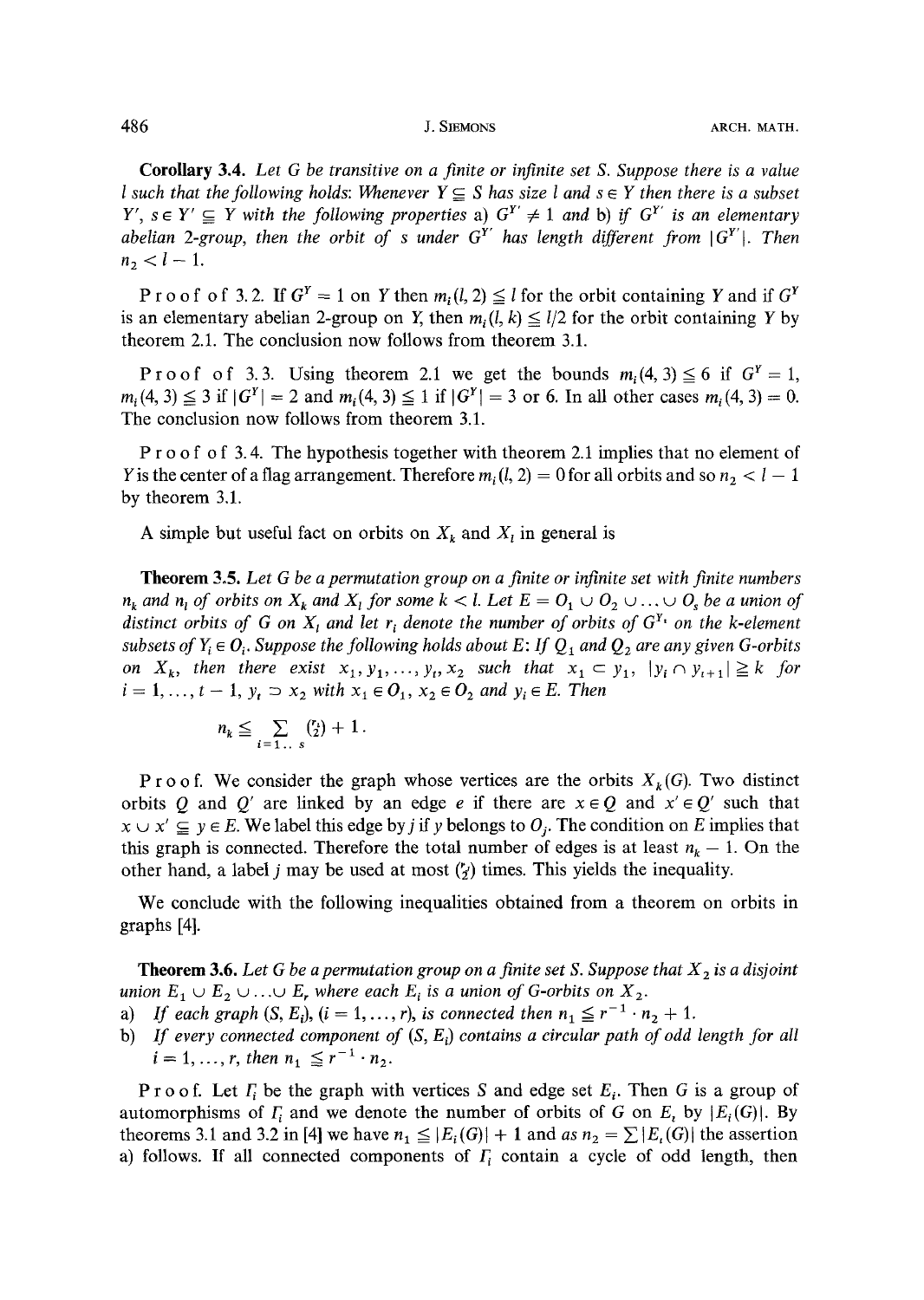**Corollary 3.4.** *Let $G$ be transitive on a finite or infinite set $S$. Suppose there is a value $l$ such that the following holds: Whenever $Y \subseteq S$ has size $l$ and $s \in Y$ then there is a subset $Y'$, $s \in Y' \subseteq Y$ with the following properties* a) $G^{Y'} \neq 1$ *and* b) *if $G^{Y'}$ is an elementary abelian 2-group, then the orbit of $s$ under $G^{Y'}$ has length different from $|G^{Y'}|$. Then $n_2 < l - 1$.*

Proof of 3.2. If $G^Y = 1$ on $Y$ then $m_i(l, 2) \leqq l$ for the orbit containing $Y$ and if $G^Y$ is an elementary abelian 2-group on $Y$, then $m_i(l, k) \leqq l/2$ for the orbit containing $Y$ by theorem 2.1. The conclusion now follows from theorem 3.1.

Proof of 3.3. Using theorem 2.1 we get the bounds $m_i(4, 3) \leqq 6$ if $G^Y = 1$, $m_i(4, 3) \leqq 3$ if $|G^Y| = 2$ and $m_i(4, 3) \leqq 1$ if $|G^Y| = 3$ or 6. In all other cases $m_i(4, 3) = 0$. The conclusion now follows from theorem 3.1.

Proof of 3.4. The hypothesis together with theorem 2.1 implies that no element of $Y$ is the center of a flag arrangement. Therefore $m_i(l, 2) = 0$ for all orbits and so $n_2 < l - 1$ by theorem 3.1.

A simple but useful fact on orbits on $X_k$ and $X_l$ in general is

**Theorem 3.5.** *Let $G$ be a permutation group on a finite or infinite set with finite numbers $n_k$ and $n_l$ of orbits on $X_k$ and $X_l$ for some $k < l$. Let $E = O_1 \cup O_2 \cup \ldots \cup O_s$ be a union of distinct orbits of $G$ on $X_l$ and let $r_i$ denote the number of orbits of $G^{Y_i}$ on the $k$-element subsets of $Y_i \in O_i$. Suppose the following holds about $E$: If $Q_1$ and $Q_2$ are any given $G$-orbits on $X_k$, then there exist $x_1, y_1, \ldots, y_t, x_2$ such that $x_1 \subset y_1$, $|y_i \cap y_{i+1}| \geqq k$ for $i = 1, \ldots, t-1$, $y_t \supset x_2$ with $x_1 \in O_1$, $x_2 \in O_2$ and $y_i \in E$. Then*

$$n_k \leqq \sum_{i=1..s} \binom{r_i}{2} + 1.$$

Proof. We consider the graph whose vertices are the orbits $X_k(G)$. Two distinct orbits $Q$ and $Q'$ are linked by an edge $e$ if there are $x \in Q$ and $x' \in Q'$ such that $x \cup x' \subseteq y \in E$. We label this edge by $j$ if $y$ belongs to $O_j$. The condition on $E$ implies that this graph is connected. Therefore the total number of edges is at least $n_k - 1$. On the other hand, a label $j$ may be used at most $\binom{r_j}{2}$ times. This yields the inequality.

We conclude with the following inequalities obtained from a theorem on orbits in graphs [4].

**Theorem 3.6.** *Let $G$ be a permutation group on a finite set $S$. Suppose that $X_2$ is a disjoint union $E_1 \cup E_2 \cup \ldots \cup E_r$ where each $E_i$ is a union of $G$-orbits on $X_2$.*

a) *If each graph $(S, E_i)$, $(i = 1, \ldots, r)$, is connected then $n_1 \leqq r^{-1} \cdot n_2 + 1$.*
b) *If every connected component of $(S, E_i)$ contains a circular path of odd length for all $i = 1, \ldots, r$, then $n_1 \leqq r^{-1} \cdot n_2$.*

Proof. Let $\Gamma_i$ be the graph with vertices $S$ and edge set $E_i$. Then $G$ is a group of automorphisms of $\Gamma_i$ and we denote the number of orbits of $G$ on $E_i$ by $|E_i(G)|$. By theorems 3.1 and 3.2 in [4] we have $n_1 \leqq |E_i(G)| + 1$ and as $n_2 = \sum |E_i(G)|$ the assertion a) follows. If all connected components of $\Gamma_i$ contain a cycle of odd length, then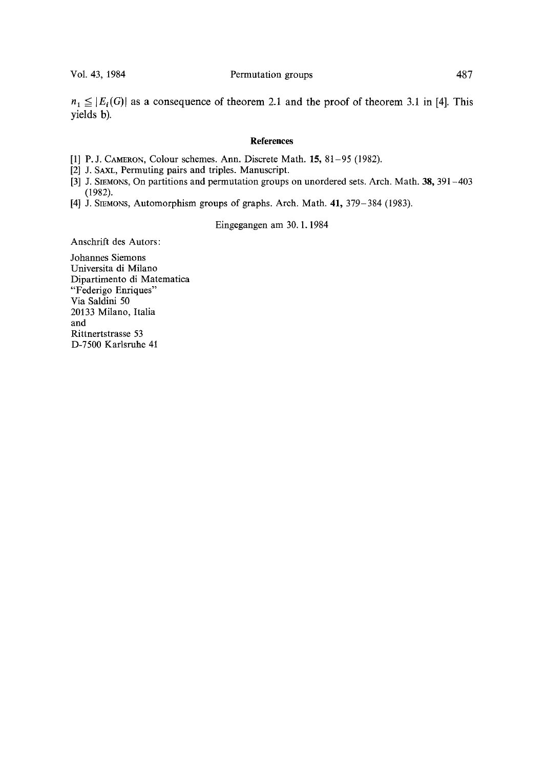$n_1 \leqq |E_i(G)|$ as a consequence of theorem 2.1 and the proof of theorem 3.1 in [4]. This yields b).

## References

[1] P. J. CAMERON, Colour schemes. Ann. Discrete Math. **15**, 81–95 (1982).

[2] J. SAXL, Permuting pairs and triples. Manuscript.

[3] J. SIEMONS, On partitions and permutation groups on unordered sets. Arch. Math. **38**, 391–403 (1982).

[4] J. SIEMONS, Automorphism groups of graphs. Arch. Math. **41**, 379–384 (1983).

Eingegangen am 30. 1. 1984

Anschrift des Autors:

Johannes Siemons
Universita di Milano
Dipartimento di Matematica
"Federigo Enriques"
Via Saldini 50
20133 Milano, Italia
and
Rittnertstrasse 53
D-7500 Karlsruhe 41